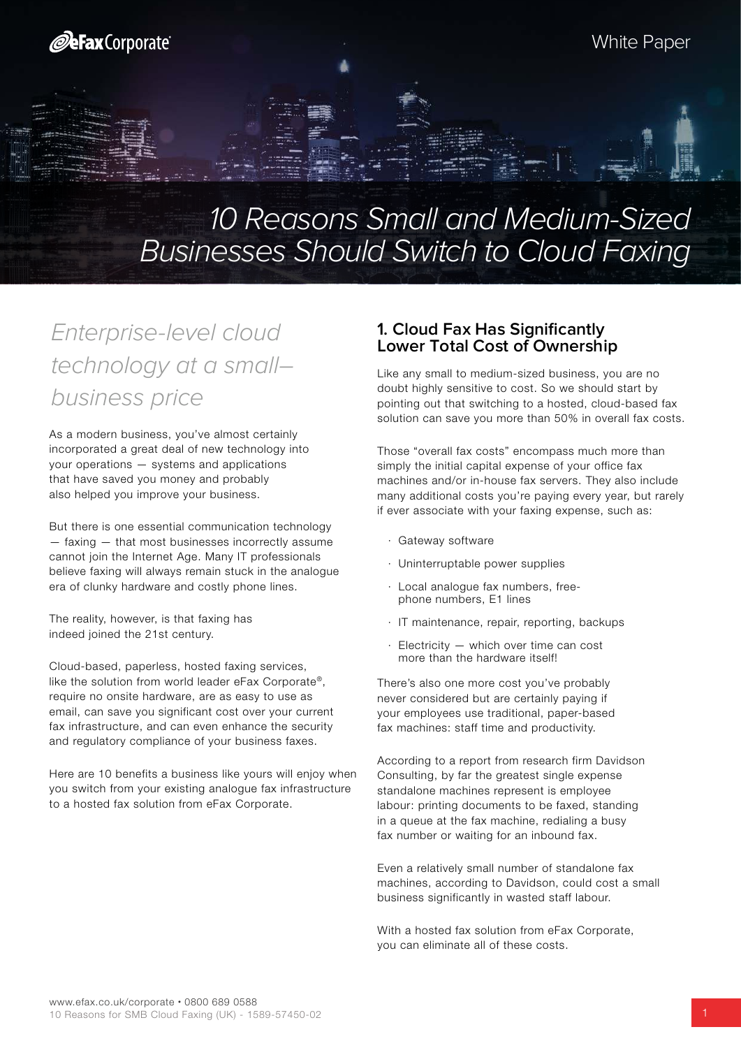# 10 Reasons Small and Medium-Sized Businesses Should Switch to Cloud Faxing

*Enterprise-level cloud technology at a small–business price*

As a modern business, you've almost certainly incorporated a great deal of new technology into your operations — systems and applications that have saved you money and probably also helped you improve your business.

But there is one essential communication technology — faxing — that most businesses incorrectly assume cannot join the Internet Age. Many IT professionals believe faxing will always remain stuck in the analogue era of clunky hardware and costly phone lines.

The reality, however, is that faxing has indeed joined the 21st century.

Cloud-based, paperless, hosted faxing services, like the solution from world leader eFax Corporate®, require no onsite hardware, are as easy to use as email, can save you significant cost over your current fax infrastructure, and can even enhance the security and regulatory compliance of your business faxes.

Here are 10 benefits a business like yours will enjoy when you switch from your existing analogue fax infrastructure to a hosted fax solution from eFax Corporate.

## 1. Cloud Fax Has Significantly Lower Total Cost of Ownership

Like any small to medium-sized business, you are no doubt highly sensitive to cost. So we should start by pointing out that switching to a hosted, cloud-based fax solution can save you more than 50% in overall fax costs.

Those "overall fax costs" encompass much more than simply the initial capital expense of your office fax machines and/or in-house fax servers. They also include many additional costs you're paying every year, but rarely if ever associate with your faxing expense, such as:

- Gateway software
- Uninterruptable power supplies
- Local analogue fax numbers, freephone numbers, E1 lines
- IT maintenance, repair, reporting, backups
- Electricity — which over time can cost more than the hardware itself!

There's also one more cost you've probably never considered but are certainly paying if your employees use traditional, paper-based fax machines: staff time and productivity.

According to a report from research firm Davidson Consulting, by far the greatest single expense standalone machines represent is employee labour: printing documents to be faxed, standing in a queue at the fax machine, redialing a busy fax number or waiting for an inbound fax.

Even a relatively small number of standalone fax machines, according to Davidson, could cost a small business significantly in wasted staff labour.

With a hosted fax solution from eFax Corporate, you can eliminate all of these costs.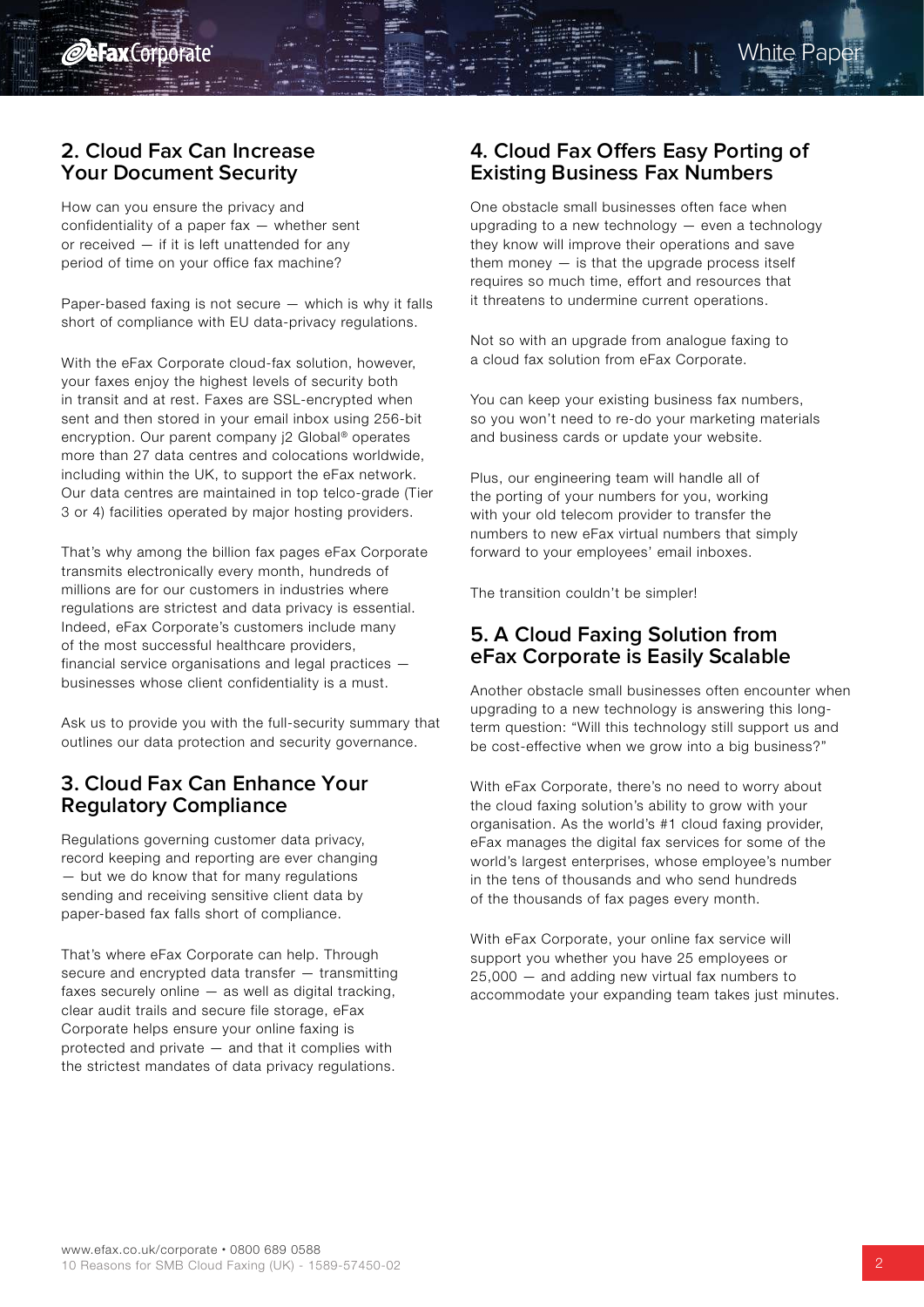## 2. Cloud Fax Can Increase Your Document Security

How can you ensure the privacy and confidentiality of a paper fax — whether sent or received — if it is left unattended for any period of time on your office fax machine?

Paper-based faxing is not secure — which is why it falls short of compliance with EU data-privacy regulations.

With the eFax Corporate cloud-fax solution, however, your faxes enjoy the highest levels of security both in transit and at rest. Faxes are SSL-encrypted when sent and then stored in your email inbox using 256-bit encryption. Our parent company j2 Global® operates more than 27 data centres and colocations worldwide, including within the UK, to support the eFax network. Our data centres are maintained in top telco-grade (Tier 3 or 4) facilities operated by major hosting providers.

That's why among the billion fax pages eFax Corporate transmits electronically every month, hundreds of millions are for our customers in industries where regulations are strictest and data privacy is essential. Indeed, eFax Corporate's customers include many of the most successful healthcare providers, financial service organisations and legal practices — businesses whose client confidentiality is a must.

Ask us to provide you with the full-security summary that outlines our data protection and security governance.

## 3. Cloud Fax Can Enhance Your Regulatory Compliance

Regulations governing customer data privacy, record keeping and reporting are ever changing — but we do know that for many regulations sending and receiving sensitive client data by paper-based fax falls short of compliance.

That's where eFax Corporate can help. Through secure and encrypted data transfer — transmitting faxes securely online — as well as digital tracking, clear audit trails and secure file storage, eFax Corporate helps ensure your online faxing is protected and private — and that it complies with the strictest mandates of data privacy regulations.

## 4. Cloud Fax Offers Easy Porting of Existing Business Fax Numbers

One obstacle small businesses often face when upgrading to a new technology — even a technology they know will improve their operations and save them money — is that the upgrade process itself requires so much time, effort and resources that it threatens to undermine current operations.

Not so with an upgrade from analogue faxing to a cloud fax solution from eFax Corporate.

You can keep your existing business fax numbers, so you won't need to re-do your marketing materials and business cards or update your website.

Plus, our engineering team will handle all of the porting of your numbers for you, working with your old telecom provider to transfer the numbers to new eFax virtual numbers that simply forward to your employees' email inboxes.

The transition couldn't be simpler!

## 5. A Cloud Faxing Solution from eFax Corporate is Easily Scalable

Another obstacle small businesses often encounter when upgrading to a new technology is answering this long-term question: "Will this technology still support us and be cost-effective when we grow into a big business?"

With eFax Corporate, there's no need to worry about the cloud faxing solution's ability to grow with your organisation. As the world's #1 cloud faxing provider, eFax manages the digital fax services for some of the world's largest enterprises, whose employee's number in the tens of thousands and who send hundreds of the thousands of fax pages every month.

With eFax Corporate, your online fax service will support you whether you have 25 employees or 25,000 — and adding new virtual fax numbers to accommodate your expanding team takes just minutes.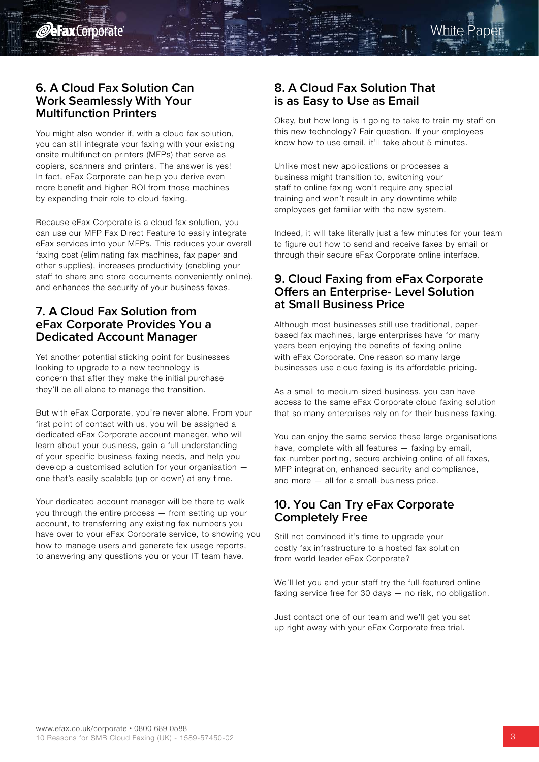## 6. A Cloud Fax Solution Can Work Seamlessly With Your Multifunction Printers

You might also wonder if, with a cloud fax solution, you can still integrate your faxing with your existing onsite multifunction printers (MFPs) that serve as copiers, scanners and printers. The answer is yes! In fact, eFax Corporate can help you derive even more benefit and higher ROI from those machines by expanding their role to cloud faxing.

Because eFax Corporate is a cloud fax solution, you can use our MFP Fax Direct Feature to easily integrate eFax services into your MFPs. This reduces your overall faxing cost (eliminating fax machines, fax paper and other supplies), increases productivity (enabling your staff to share and store documents conveniently online), and enhances the security of your business faxes.

## 7. A Cloud Fax Solution from eFax Corporate Provides You a Dedicated Account Manager

Yet another potential sticking point for businesses looking to upgrade to a new technology is concern that after they make the initial purchase they'll be all alone to manage the transition.

But with eFax Corporate, you're never alone. From your first point of contact with us, you will be assigned a dedicated eFax Corporate account manager, who will learn about your business, gain a full understanding of your specific business-faxing needs, and help you develop a customised solution for your organisation — one that's easily scalable (up or down) at any time.

Your dedicated account manager will be there to walk you through the entire process — from setting up your account, to transferring any existing fax numbers you have over to your eFax Corporate service, to showing you how to manage users and generate fax usage reports, to answering any questions you or your IT team have.

## 8. A Cloud Fax Solution That is as Easy to Use as Email

Okay, but how long is it going to take to train my staff on this new technology? Fair question. If your employees know how to use email, it'll take about 5 minutes.

Unlike most new applications or processes a business might transition to, switching your staff to online faxing won't require any special training and won't result in any downtime while employees get familiar with the new system.

Indeed, it will take literally just a few minutes for your team to figure out how to send and receive faxes by email or through their secure eFax Corporate online interface.

## 9. Cloud Faxing from eFax Corporate Offers an Enterprise- Level Solution at Small Business Price

Although most businesses still use traditional, paper-based fax machines, large enterprises have for many years been enjoying the benefits of faxing online with eFax Corporate. One reason so many large businesses use cloud faxing is its affordable pricing.

As a small to medium-sized business, you can have access to the same eFax Corporate cloud faxing solution that so many enterprises rely on for their business faxing.

You can enjoy the same service these large organisations have, complete with all features — faxing by email, fax-number porting, secure archiving online of all faxes, MFP integration, enhanced security and compliance, and more — all for a small-business price.

## 10. You Can Try eFax Corporate Completely Free

Still not convinced it's time to upgrade your costly fax infrastructure to a hosted fax solution from world leader eFax Corporate?

We'll let you and your staff try the full-featured online faxing service free for 30 days — no risk, no obligation.

Just contact one of our team and we'll get you set up right away with your eFax Corporate free trial.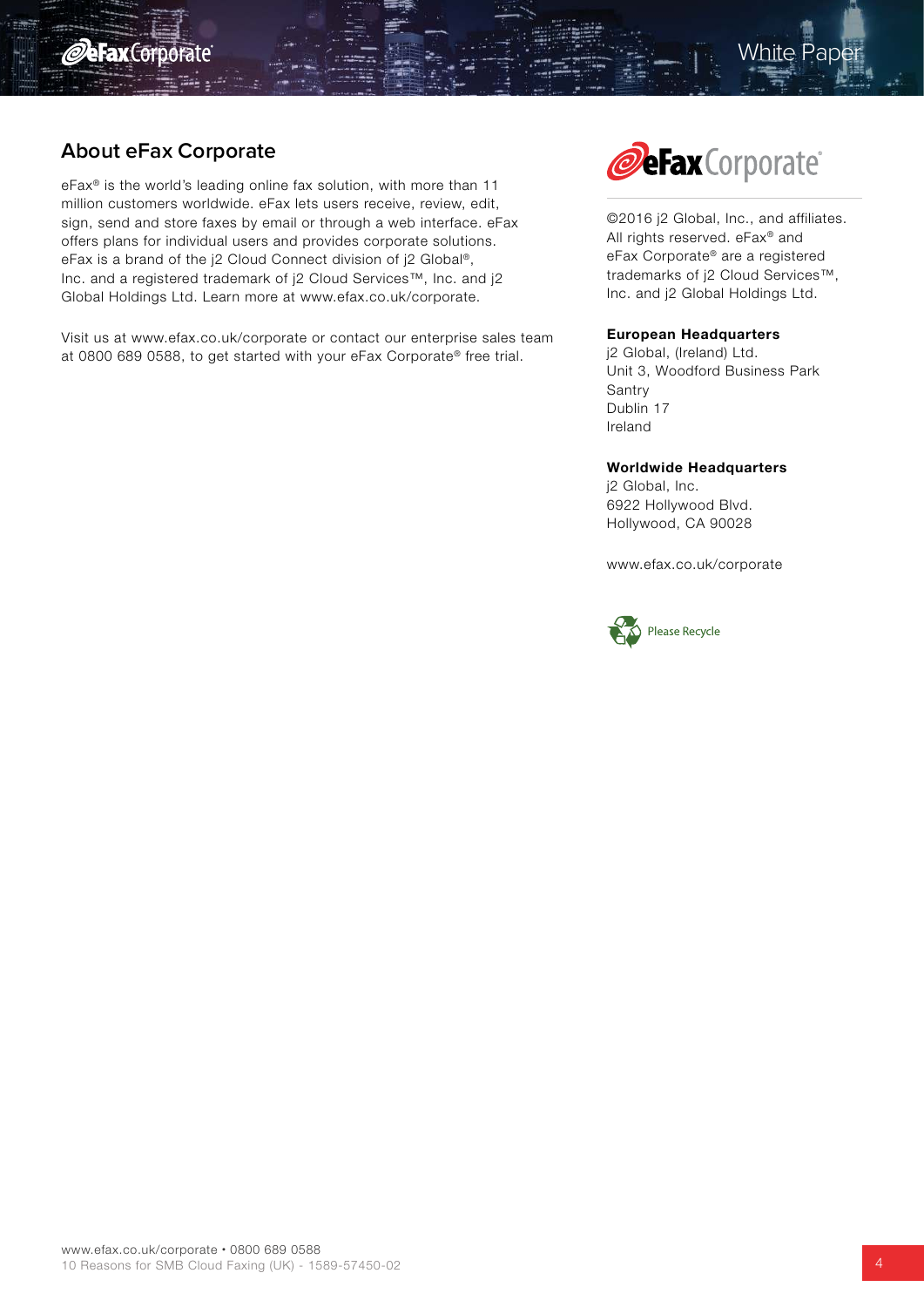## About eFax Corporate

eFax® is the world's leading online fax solution, with more than 11 million customers worldwide. eFax lets users receive, review, edit, sign, send and store faxes by email or through a web interface. eFax offers plans for individual users and provides corporate solutions. eFax is a brand of the j2 Cloud Connect division of j2 Global®, Inc. and a registered trademark of j2 Cloud Services™, Inc. and j2 Global Holdings Ltd. Learn more at www.efax.co.uk/corporate.

Visit us at www.efax.co.uk/corporate or contact our enterprise sales team at 0800 689 0588, to get started with your eFax Corporate® free trial.

©2016 j2 Global, Inc., and affiliates. All rights reserved. eFax® and eFax Corporate® are a registered trademarks of j2 Cloud Services™, Inc. and j2 Global Holdings Ltd.

**European Headquarters**
j2 Global, (Ireland) Ltd.
Unit 3, Woodford Business Park
Santry
Dublin 17
Ireland

**Worldwide Headquarters**
j2 Global, Inc.
6922 Hollywood Blvd.
Hollywood, CA 90028

www.efax.co.uk/corporate

Please Recycle

www.efax.co.uk/corporate • 0800 689 0588
10 Reasons for SMB Cloud Faxing (UK) - 1589-57450-02